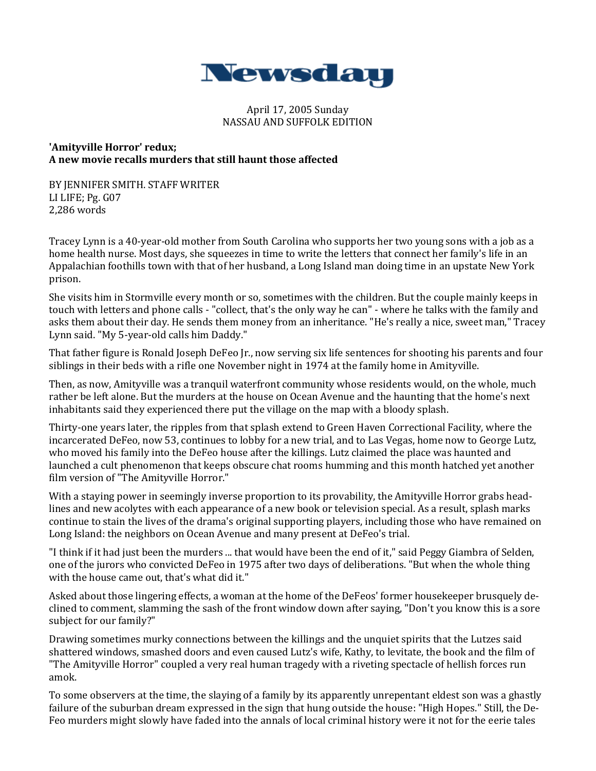# Newsday

April 17, 2005 Sunday
NASSAU AND SUFFOLK EDITION

**'Amityville Horror' redux;**
**A new movie recalls murders that still haunt those affected**

BY JENNIFER SMITH. STAFF WRITER
LI LIFE; Pg. G07
2,286 words

Tracey Lynn is a 40-year-old mother from South Carolina who supports her two young sons with a job as a home health nurse. Most days, she squeezes in time to write the letters that connect her family's life in an Appalachian foothills town with that of her husband, a Long Island man doing time in an upstate New York prison.

She visits him in Stormville every month or so, sometimes with the children. But the couple mainly keeps in touch with letters and phone calls - "collect, that's the only way he can" - where he talks with the family and asks them about their day. He sends them money from an inheritance. "He's really a nice, sweet man," Tracey Lynn said. "My 5-year-old calls him Daddy."

That father figure is Ronald Joseph DeFeo Jr., now serving six life sentences for shooting his parents and four siblings in their beds with a rifle one November night in 1974 at the family home in Amityville.

Then, as now, Amityville was a tranquil waterfront community whose residents would, on the whole, much rather be left alone. But the murders at the house on Ocean Avenue and the haunting that the home's next inhabitants said they experienced there put the village on the map with a bloody splash.

Thirty-one years later, the ripples from that splash extend to Green Haven Correctional Facility, where the incarcerated DeFeo, now 53, continues to lobby for a new trial, and to Las Vegas, home now to George Lutz, who moved his family into the DeFeo house after the killings. Lutz claimed the place was haunted and launched a cult phenomenon that keeps obscure chat rooms humming and this month hatched yet another film version of "The Amityville Horror."

With a staying power in seemingly inverse proportion to its provability, the Amityville Horror grabs headlines and new acolytes with each appearance of a new book or television special. As a result, splash marks continue to stain the lives of the drama's original supporting players, including those who have remained on Long Island: the neighbors on Ocean Avenue and many present at DeFeo's trial.

"I think if it had just been the murders ... that would have been the end of it," said Peggy Giambra of Selden, one of the jurors who convicted DeFeo in 1975 after two days of deliberations. "But when the whole thing with the house came out, that's what did it."

Asked about those lingering effects, a woman at the home of the DeFeos' former housekeeper brusquely declined to comment, slamming the sash of the front window down after saying, "Don't you know this is a sore subject for our family?"

Drawing sometimes murky connections between the killings and the unquiet spirits that the Lutzes said shattered windows, smashed doors and even caused Lutz's wife, Kathy, to levitate, the book and the film of "The Amityville Horror" coupled a very real human tragedy with a riveting spectacle of hellish forces run amok.

To some observers at the time, the slaying of a family by its apparently unrepentant eldest son was a ghastly failure of the suburban dream expressed in the sign that hung outside the house: "High Hopes." Still, the DeFeo murders might slowly have faded into the annals of local criminal history were it not for the eerie tales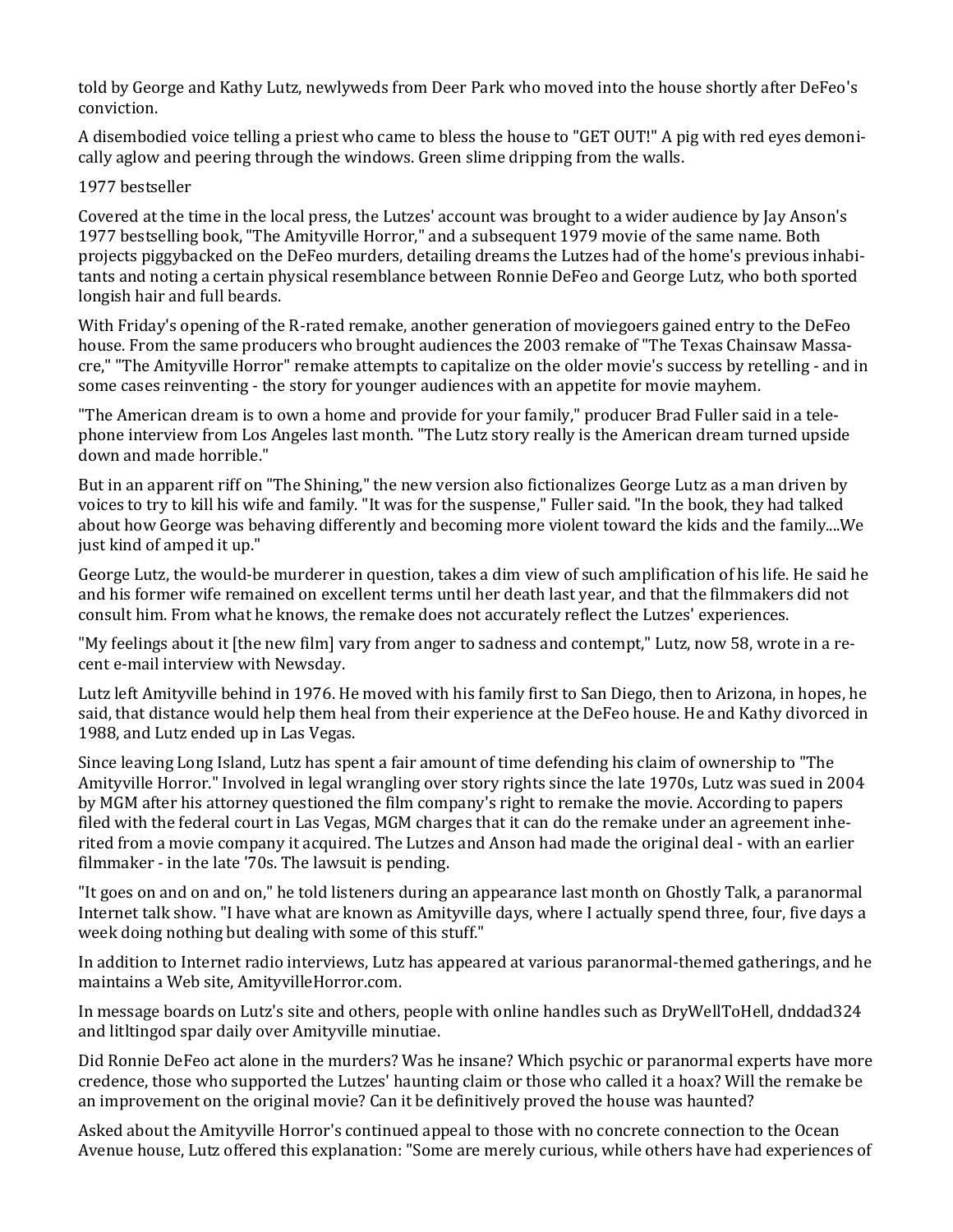told by George and Kathy Lutz, newlyweds from Deer Park who moved into the house shortly after DeFeo's conviction.

A disembodied voice telling a priest who came to bless the house to "GET OUT!" A pig with red eyes demonically aglow and peering through the windows. Green slime dripping from the walls.

1977 bestseller

Covered at the time in the local press, the Lutzes' account was brought to a wider audience by Jay Anson's 1977 bestselling book, "The Amityville Horror," and a subsequent 1979 movie of the same name. Both projects piggybacked on the DeFeo murders, detailing dreams the Lutzes had of the home's previous inhabitants and noting a certain physical resemblance between Ronnie DeFeo and George Lutz, who both sported longish hair and full beards.

With Friday's opening of the R-rated remake, another generation of moviegoers gained entry to the DeFeo house. From the same producers who brought audiences the 2003 remake of "The Texas Chainsaw Massacre," "The Amityville Horror" remake attempts to capitalize on the older movie's success by retelling - and in some cases reinventing - the story for younger audiences with an appetite for movie mayhem.

"The American dream is to own a home and provide for your family," producer Brad Fuller said in a telephone interview from Los Angeles last month. "The Lutz story really is the American dream turned upside down and made horrible."

But in an apparent riff on "The Shining," the new version also fictionalizes George Lutz as a man driven by voices to try to kill his wife and family. "It was for the suspense," Fuller said. "In the book, they had talked about how George was behaving differently and becoming more violent toward the kids and the family....We just kind of amped it up."

George Lutz, the would-be murderer in question, takes a dim view of such amplification of his life. He said he and his former wife remained on excellent terms until her death last year, and that the filmmakers did not consult him. From what he knows, the remake does not accurately reflect the Lutzes' experiences.

"My feelings about it [the new film] vary from anger to sadness and contempt," Lutz, now 58, wrote in a recent e-mail interview with Newsday.

Lutz left Amityville behind in 1976. He moved with his family first to San Diego, then to Arizona, in hopes, he said, that distance would help them heal from their experience at the DeFeo house. He and Kathy divorced in 1988, and Lutz ended up in Las Vegas.

Since leaving Long Island, Lutz has spent a fair amount of time defending his claim of ownership to "The Amityville Horror." Involved in legal wrangling over story rights since the late 1970s, Lutz was sued in 2004 by MGM after his attorney questioned the film company's right to remake the movie. According to papers filed with the federal court in Las Vegas, MGM charges that it can do the remake under an agreement inherited from a movie company it acquired. The Lutzes and Anson had made the original deal - with an earlier filmmaker - in the late '70s. The lawsuit is pending.

"It goes on and on and on," he told listeners during an appearance last month on Ghostly Talk, a paranormal Internet talk show. "I have what are known as Amityville days, where I actually spend three, four, five days a week doing nothing but dealing with some of this stuff."

In addition to Internet radio interviews, Lutz has appeared at various paranormal-themed gatherings, and he maintains a Web site, AmityvilleHorror.com.

In message boards on Lutz's site and others, people with online handles such as DryWellToHell, dnddad324 and litltingod spar daily over Amityville minutiae.

Did Ronnie DeFeo act alone in the murders? Was he insane? Which psychic or paranormal experts have more credence, those who supported the Lutzes' haunting claim or those who called it a hoax? Will the remake be an improvement on the original movie? Can it be definitively proved the house was haunted?

Asked about the Amityville Horror's continued appeal to those with no concrete connection to the Ocean Avenue house, Lutz offered this explanation: "Some are merely curious, while others have had experiences of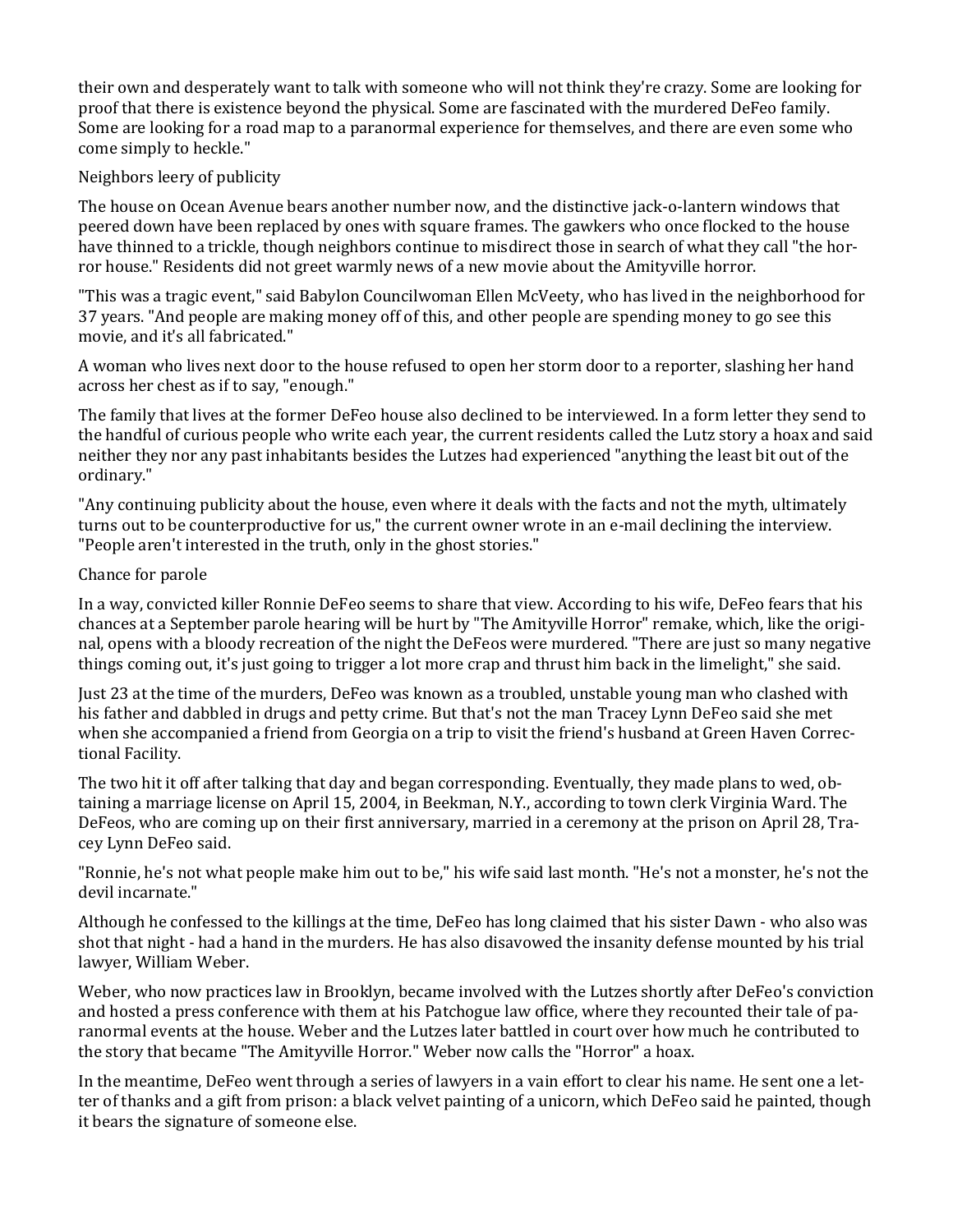their own and desperately want to talk with someone who will not think they're crazy. Some are looking for proof that there is existence beyond the physical. Some are fascinated with the murdered DeFeo family. Some are looking for a road map to a paranormal experience for themselves, and there are even some who come simply to heckle."

## Neighbors leery of publicity

The house on Ocean Avenue bears another number now, and the distinctive jack-o-lantern windows that peered down have been replaced by ones with square frames. The gawkers who once flocked to the house have thinned to a trickle, though neighbors continue to misdirect those in search of what they call "the horror house." Residents did not greet warmly news of a new movie about the Amityville horror.

"This was a tragic event," said Babylon Councilwoman Ellen McVeety, who has lived in the neighborhood for 37 years. "And people are making money off of this, and other people are spending money to go see this movie, and it's all fabricated."

A woman who lives next door to the house refused to open her storm door to a reporter, slashing her hand across her chest as if to say, "enough."

The family that lives at the former DeFeo house also declined to be interviewed. In a form letter they send to the handful of curious people who write each year, the current residents called the Lutz story a hoax and said neither they nor any past inhabitants besides the Lutzes had experienced "anything the least bit out of the ordinary."

"Any continuing publicity about the house, even where it deals with the facts and not the myth, ultimately turns out to be counterproductive for us," the current owner wrote in an e-mail declining the interview. "People aren't interested in the truth, only in the ghost stories."

## Chance for parole

In a way, convicted killer Ronnie DeFeo seems to share that view. According to his wife, DeFeo fears that his chances at a September parole hearing will be hurt by "The Amityville Horror" remake, which, like the original, opens with a bloody recreation of the night the DeFeos were murdered. "There are just so many negative things coming out, it's just going to trigger a lot more crap and thrust him back in the limelight," she said.

Just 23 at the time of the murders, DeFeo was known as a troubled, unstable young man who clashed with his father and dabbled in drugs and petty crime. But that's not the man Tracey Lynn DeFeo said she met when she accompanied a friend from Georgia on a trip to visit the friend's husband at Green Haven Correctional Facility.

The two hit it off after talking that day and began corresponding. Eventually, they made plans to wed, obtaining a marriage license on April 15, 2004, in Beekman, N.Y., according to town clerk Virginia Ward. The DeFeos, who are coming up on their first anniversary, married in a ceremony at the prison on April 28, Tracey Lynn DeFeo said.

"Ronnie, he's not what people make him out to be," his wife said last month. "He's not a monster, he's not the devil incarnate."

Although he confessed to the killings at the time, DeFeo has long claimed that his sister Dawn - who also was shot that night - had a hand in the murders. He has also disavowed the insanity defense mounted by his trial lawyer, William Weber.

Weber, who now practices law in Brooklyn, became involved with the Lutzes shortly after DeFeo's conviction and hosted a press conference with them at his Patchogue law office, where they recounted their tale of paranormal events at the house. Weber and the Lutzes later battled in court over how much he contributed to the story that became "The Amityville Horror." Weber now calls the "Horror" a hoax.

In the meantime, DeFeo went through a series of lawyers in a vain effort to clear his name. He sent one a letter of thanks and a gift from prison: a black velvet painting of a unicorn, which DeFeo said he painted, though it bears the signature of someone else.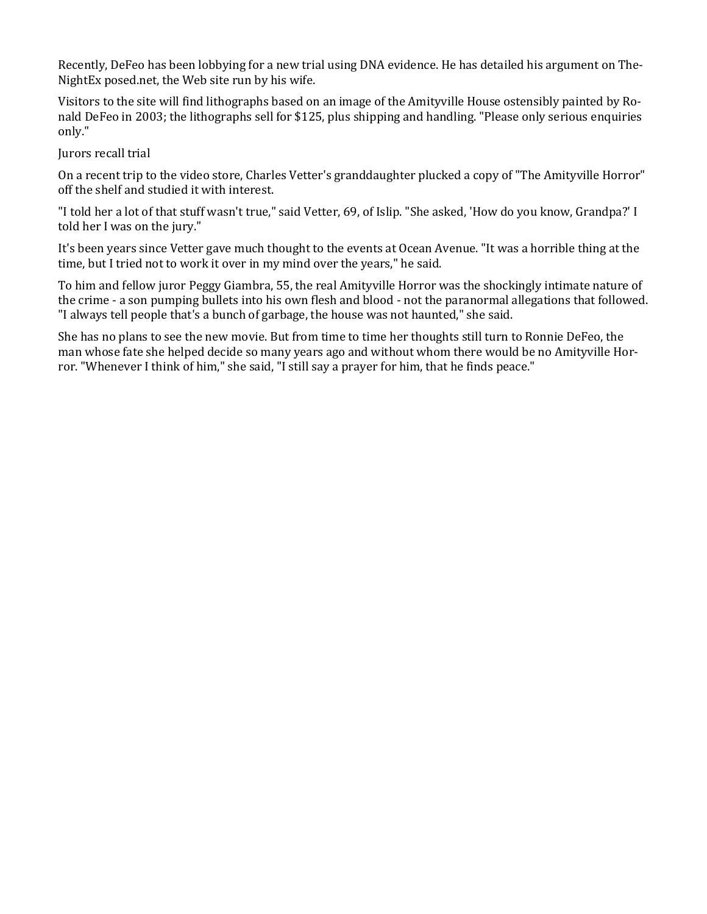Recently, DeFeo has been lobbying for a new trial using DNA evidence. He has detailed his argument on TheNightEx posed.net, the Web site run by his wife.

Visitors to the site will find lithographs based on an image of the Amityville House ostensibly painted by Ronald DeFeo in 2003; the lithographs sell for $125, plus shipping and handling. "Please only serious enquiries only."

## Jurors recall trial

On a recent trip to the video store, Charles Vetter's granddaughter plucked a copy of "The Amityville Horror" off the shelf and studied it with interest.

"I told her a lot of that stuff wasn't true," said Vetter, 69, of Islip. "She asked, 'How do you know, Grandpa?' I told her I was on the jury."

It's been years since Vetter gave much thought to the events at Ocean Avenue. "It was a horrible thing at the time, but I tried not to work it over in my mind over the years," he said.

To him and fellow juror Peggy Giambra, 55, the real Amityville Horror was the shockingly intimate nature of the crime - a son pumping bullets into his own flesh and blood - not the paranormal allegations that followed. "I always tell people that's a bunch of garbage, the house was not haunted," she said.

She has no plans to see the new movie. But from time to time her thoughts still turn to Ronnie DeFeo, the man whose fate she helped decide so many years ago and without whom there would be no Amityville Horror. "Whenever I think of him," she said, "I still say a prayer for him, that he finds peace."